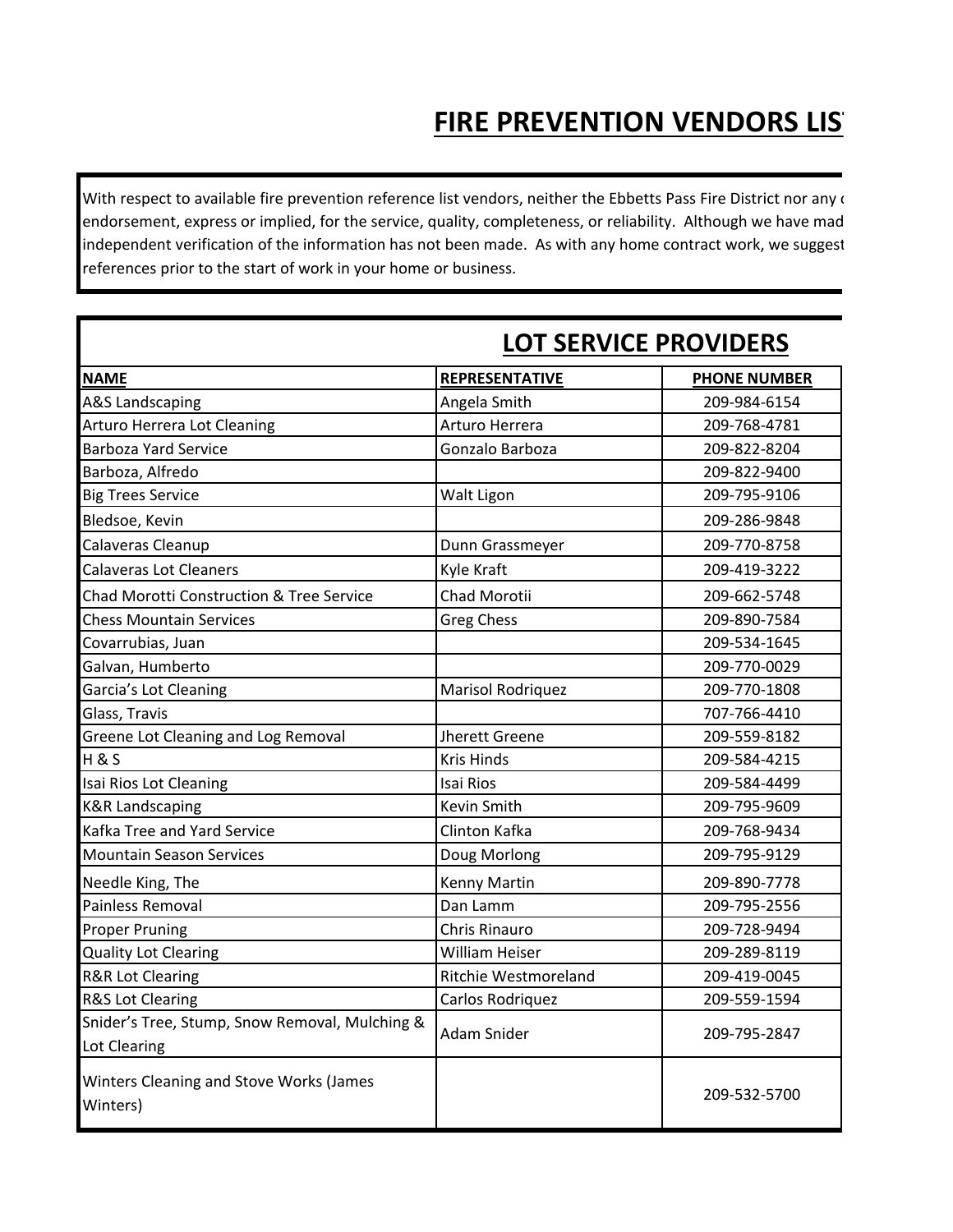# FIRE PREVENTION VENDORS LIS

With respect to available fire prevention reference list vendors, neither the Ebbetts Pass Fire District nor any c endorsement, express or implied, for the service, quality, completeness, or reliability. Although we have mad independent verification of the information has not been made. As with any home contract work, we suggest references prior to the start of work in your home or business.

## LOT SERVICE PROVIDERS

| NAME | REPRESENTATIVE | PHONE NUMBER |
|---|---|---|
| A&S Landscaping | Angela Smith | 209-984-6154 |
| Arturo Herrera Lot Cleaning | Arturo Herrera | 209-768-4781 |
| Barboza Yard Service | Gonzalo Barboza | 209-822-8204 |
| Barboza, Alfredo | | 209-822-9400 |
| Big Trees Service | Walt Ligon | 209-795-9106 |
| Bledsoe, Kevin | | 209-286-9848 |
| Calaveras Cleanup | Dunn Grassmeyer | 209-770-8758 |
| Calaveras Lot Cleaners | Kyle Kraft | 209-419-3222 |
| Chad Morotti Construction & Tree Service | Chad Morotii | 209-662-5748 |
| Chess Mountain Services | Greg Chess | 209-890-7584 |
| Covarrubias, Juan | | 209-534-1645 |
| Galvan, Humberto | | 209-770-0029 |
| Garcia's Lot Cleaning | Marisol Rodriquez | 209-770-1808 |
| Glass, Travis | | 707-766-4410 |
| Greene Lot Cleaning and Log Removal | Jherett Greene | 209-559-8182 |
| H & S | Kris Hinds | 209-584-4215 |
| Isai Rios Lot Cleaning | Isai Rios | 209-584-4499 |
| K&R Landscaping | Kevin Smith | 209-795-9609 |
| Kafka Tree and Yard Service | Clinton Kafka | 209-768-9434 |
| Mountain Season Services | Doug Morlong | 209-795-9129 |
| Needle King, The | Kenny Martin | 209-890-7778 |
| Painless Removal | Dan Lamm | 209-795-2556 |
| Proper Pruning | Chris Rinauro | 209-728-9494 |
| Quality Lot Clearing | William Heiser | 209-289-8119 |
| R&R Lot Clearing | Ritchie Westmoreland | 209-419-0045 |
| R&S Lot Clearing | Carlos Rodriquez | 209-559-1594 |
| Snider's Tree, Stump, Snow Removal, Mulching & Lot Clearing | Adam Snider | 209-795-2847 |
| Winters Cleaning and Stove Works (James Winters) | | 209-532-5700 |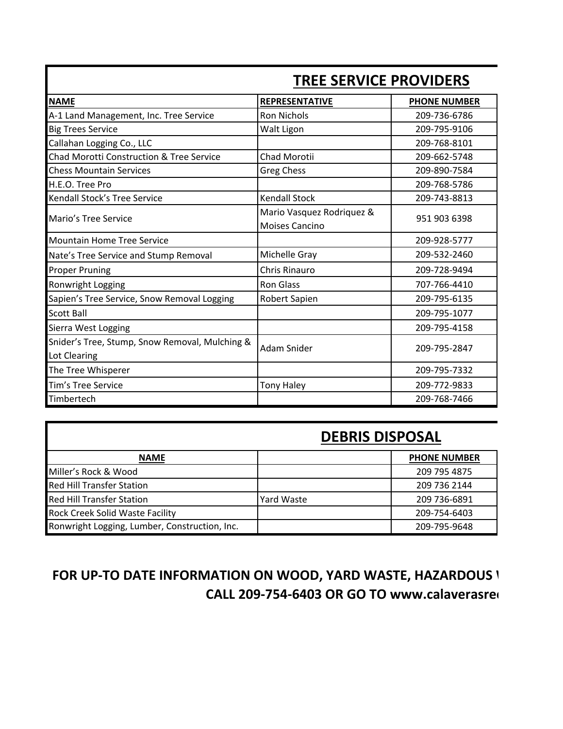## TREE SERVICE PROVIDERS

| NAME | REPRESENTATIVE | PHONE NUMBER |
|---|---|---|
| A-1 Land Management, Inc. Tree Service | Ron Nichols | 209-736-6786 |
| Big Trees Service | Walt Ligon | 209-795-9106 |
| Callahan Logging Co., LLC | | 209-768-8101 |
| Chad Morotti Construction & Tree Service | Chad Morotii | 209-662-5748 |
| Chess Mountain Services | Greg Chess | 209-890-7584 |
| H.E.O. Tree Pro | | 209-768-5786 |
| Kendall Stock's Tree Service | Kendall Stock | 209-743-8813 |
| Mario's Tree Service | Mario Vasquez Rodriquez & Moises Cancino | 951 903 6398 |
| Mountain Home Tree Service | | 209-928-5777 |
| Nate's Tree Service and Stump Removal | Michelle Gray | 209-532-2460 |
| Proper Pruning | Chris Rinauro | 209-728-9494 |
| Ronwright Logging | Ron Glass | 707-766-4410 |
| Sapien's Tree Service, Snow Removal Logging | Robert Sapien | 209-795-6135 |
| Scott Ball | | 209-795-1077 |
| Sierra West Logging | | 209-795-4158 |
| Snider's Tree, Stump, Snow Removal, Mulching & Lot Clearing | Adam Snider | 209-795-2847 |
| The Tree Whisperer | | 209-795-7332 |
| Tim's Tree Service | Tony Haley | 209-772-9833 |
| Timbertech | | 209-768-7466 |

## DEBRIS DISPOSAL

| NAME | | PHONE NUMBER |
|---|---|---|
| Miller's Rock & Wood | | 209 795 4875 |
| Red Hill Transfer Station | | 209 736 2144 |
| Red Hill Transfer Station | Yard Waste | 209 736-6891 |
| Rock Creek Solid Waste Facility | | 209-754-6403 |
| Ronwright Logging, Lumber, Construction, Inc. | | 209-795-9648 |

**FOR UP-TO DATE INFORMATION ON WOOD, YARD WASTE, HAZARDOUS W**
**CALL 209-754-6403 OR GO TO www.calaverasre**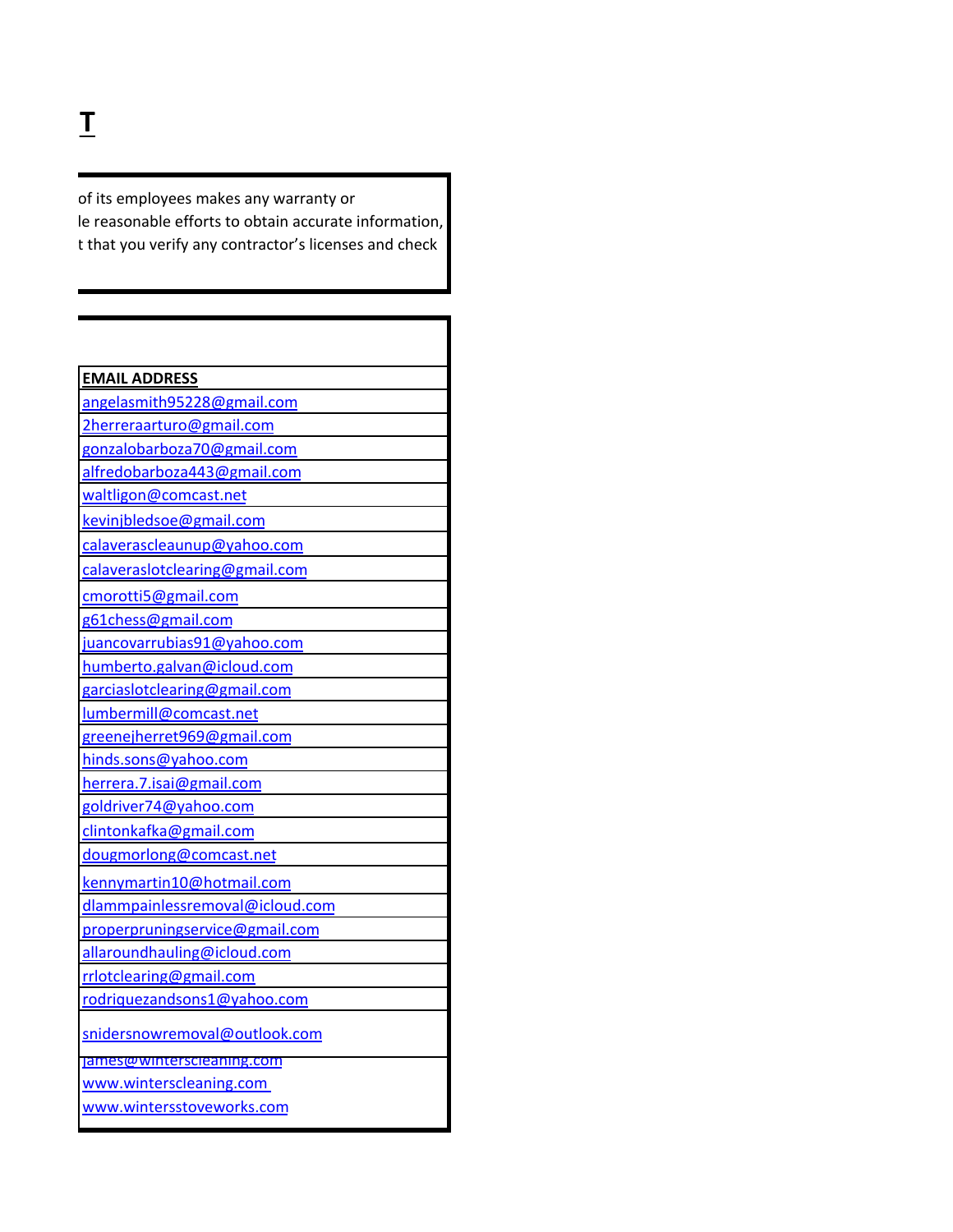# T

of its employees makes any warranty or
le reasonable efforts to obtain accurate information,
t that you verify any contractor's licenses and check

| EMAIL ADDRESS |
|---|
| angelasmith95228@gmail.com |
| 2herreraarturo@gmail.com |
| gonzalobarboza70@gmail.com |
| alfredobarboza443@gmail.com |
| waltligon@comcast.net |
| kevinjbledsoe@gmail.com |
| calaverascleaunup@yahoo.com |
| calaveraslotclearing@gmail.com |
| cmorotti5@gmail.com |
| g61chess@gmail.com |
| juancovarrubias91@yahoo.com |
| humberto.galvan@icloud.com |
| garciaslotclearing@gmail.com |
| lumbermill@comcast.net |
| greenejherret969@gmail.com |
| hinds.sons@yahoo.com |
| herrera.7.isai@gmail.com |
| goldriver74@yahoo.com |
| clintonkafka@gmail.com |
| dougmorlong@comcast.net |
| kennymartin10@hotmail.com |
| dlammpainlessremoval@icloud.com |
| properpruningservice@gmail.com |
| allaroundhauling@icloud.com |
| rrlotclearing@gmail.com |
| rodriquezandsons1@yahoo.com |
| snidersnowremoval@outlook.com |
| james@winterscleaning.com<br>www.winterscleaning.com<br>www.wintersstoveworks.com |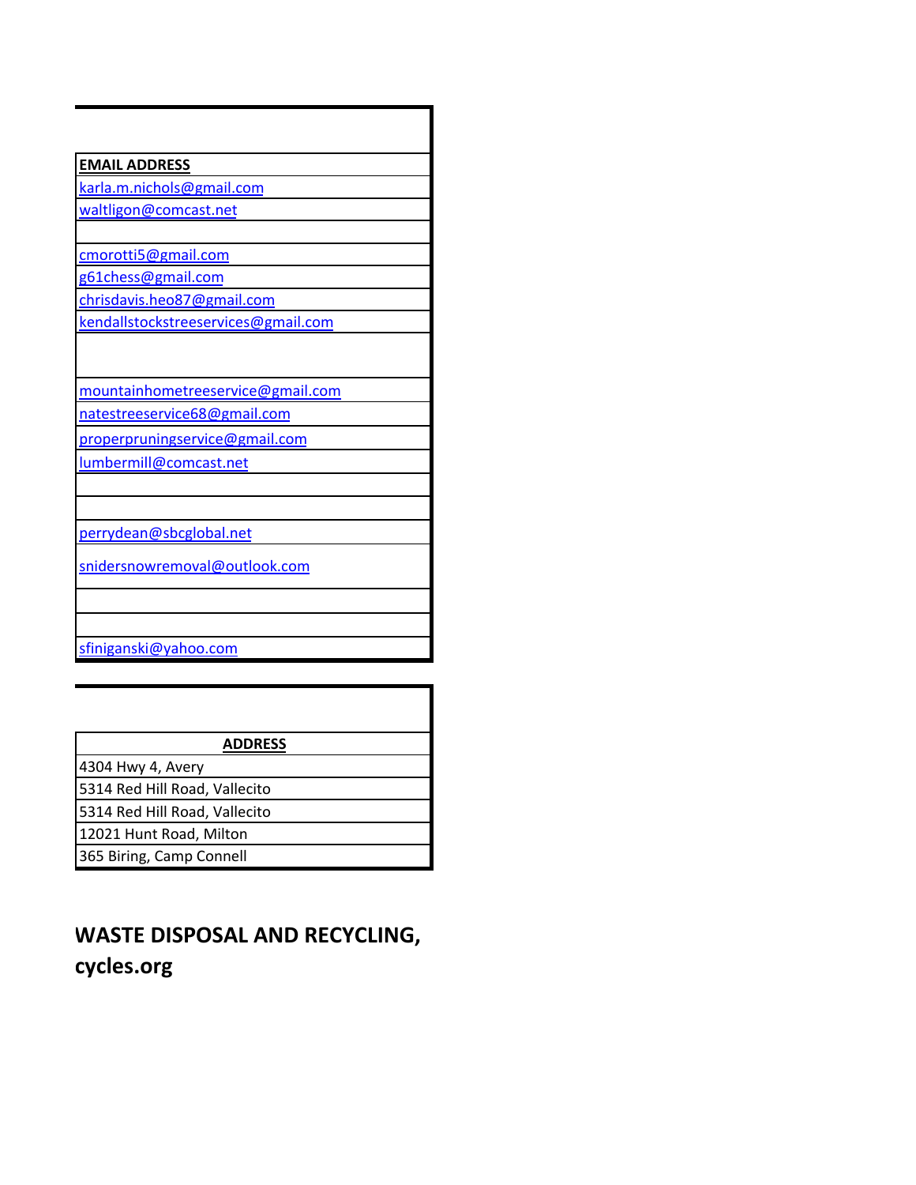| |
|---|
| **EMAIL ADDRESS** |
| karla.m.nichols@gmail.com |
| waltligon@comcast.net |
| |
| cmorotti5@gmail.com |
| g61chess@gmail.com |
| chrisdavis.heo87@gmail.com |
| kendallstockstreeservices@gmail.com |
| |
| mountainhometreeservice@gmail.com |
| natestreeservice68@gmail.com |
| properpruningservice@gmail.com |
| lumbermill@comcast.net |
| |
| |
| perrydean@sbcglobal.net |
| snidersnowremoval@outlook.com |
| |
| |
| sfiniganski@yahoo.com |

| |
|---|
| **ADDRESS** |
| 4304 Hwy 4, Avery |
| 5314 Red Hill Road, Vallecito |
| 5314 Red Hill Road, Vallecito |
| 12021 Hunt Road, Milton |
| 365 Biring, Camp Connell |

**WASTE DISPOSAL AND RECYCLING, cycles.org**